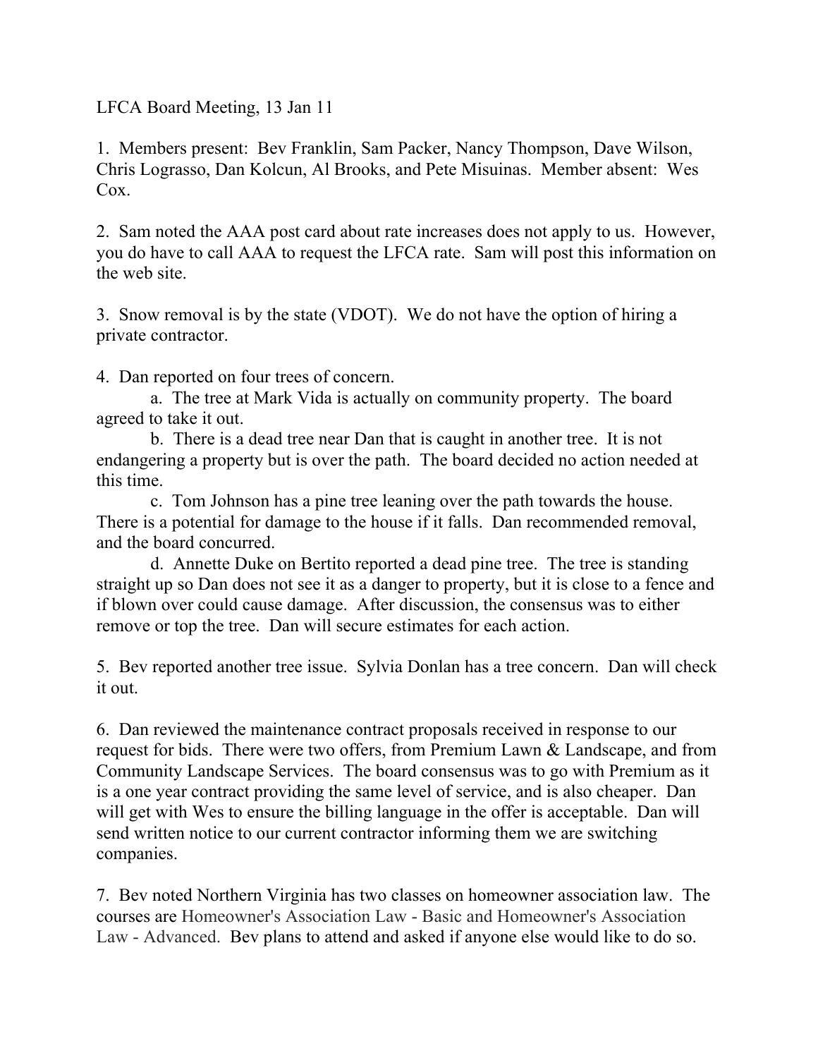LFCA Board Meeting, 13 Jan 11

1. Members present: Bev Franklin, Sam Packer, Nancy Thompson, Dave Wilson, Chris Lograsso, Dan Kolcun, Al Brooks, and Pete Misuinas. Member absent: Wes Cox.

2. Sam noted the AAA post card about rate increases does not apply to us. However, you do have to call AAA to request the LFCA rate. Sam will post this information on the web site.

3. Snow removal is by the state (VDOT). We do not have the option of hiring a private contractor.

4. Dan reported on four trees of concern.

   a. The tree at Mark Vida is actually on community property. The board agreed to take it out.

   b. There is a dead tree near Dan that is caught in another tree. It is not endangering a property but is over the path. The board decided no action needed at this time.

   c. Tom Johnson has a pine tree leaning over the path towards the house. There is a potential for damage to the house if it falls. Dan recommended removal, and the board concurred.

   d. Annette Duke on Bertito reported a dead pine tree. The tree is standing straight up so Dan does not see it as a danger to property, but it is close to a fence and if blown over could cause damage. After discussion, the consensus was to either remove or top the tree. Dan will secure estimates for each action.

5. Bev reported another tree issue. Sylvia Donlan has a tree concern. Dan will check it out.

6. Dan reviewed the maintenance contract proposals received in response to our request for bids. There were two offers, from Premium Lawn & Landscape, and from Community Landscape Services. The board consensus was to go with Premium as it is a one year contract providing the same level of service, and is also cheaper. Dan will get with Wes to ensure the billing language in the offer is acceptable. Dan will send written notice to our current contractor informing them we are switching companies.

7. Bev noted Northern Virginia has two classes on homeowner association law. The courses are Homeowner's Association Law - Basic and Homeowner's Association Law - Advanced. Bev plans to attend and asked if anyone else would like to do so.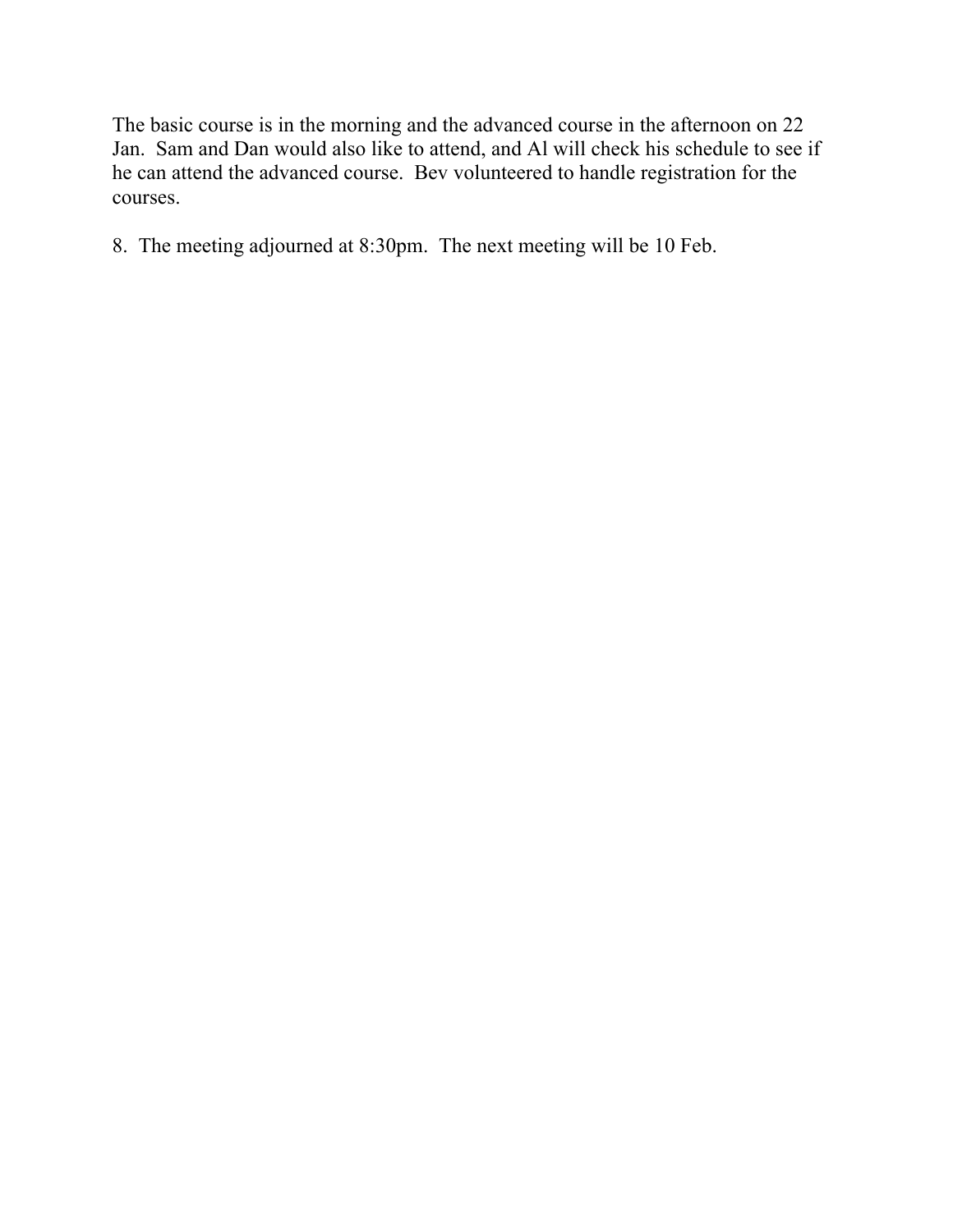The basic course is in the morning and the advanced course in the afternoon on 22 Jan. Sam and Dan would also like to attend, and Al will check his schedule to see if he can attend the advanced course. Bev volunteered to handle registration for the courses.

8. The meeting adjourned at 8:30pm. The next meeting will be 10 Feb.